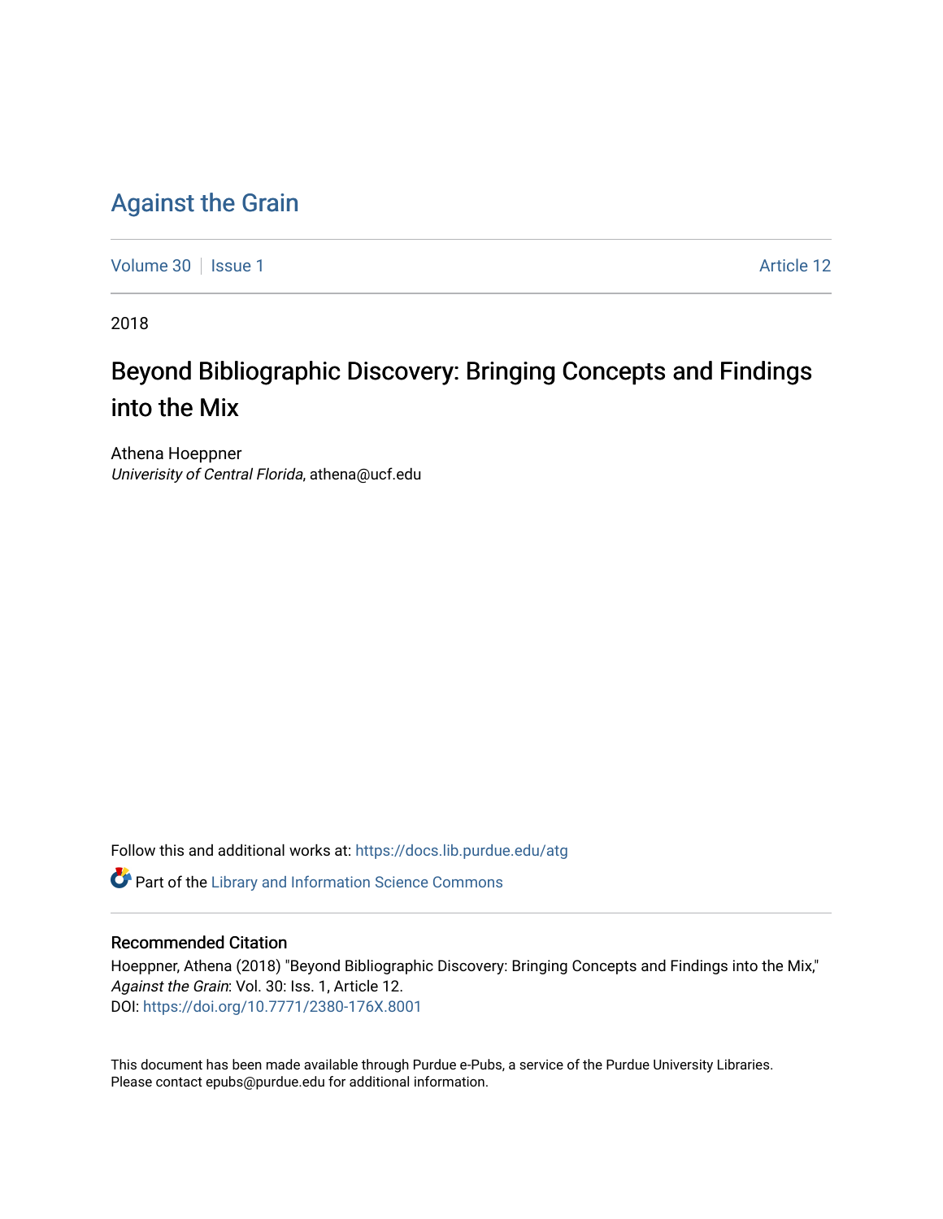# Against the Grain

Volume 30 | Issue 1 | Article 12

2018

## Beyond Bibliographic Discovery: Bringing Concepts and Findings into the Mix

Athena Hoeppner
*Univerisity of Central Florida*, athena@ucf.edu

Follow this and additional works at: https://docs.lib.purdue.edu/atg

Part of the Library and Information Science Commons

### Recommended Citation

Hoeppner, Athena (2018) "Beyond Bibliographic Discovery: Bringing Concepts and Findings into the Mix," *Against the Grain*: Vol. 30: Iss. 1, Article 12.
DOI: https://doi.org/10.7771/2380-176X.8001

This document has been made available through Purdue e-Pubs, a service of the Purdue University Libraries. Please contact epubs@purdue.edu for additional information.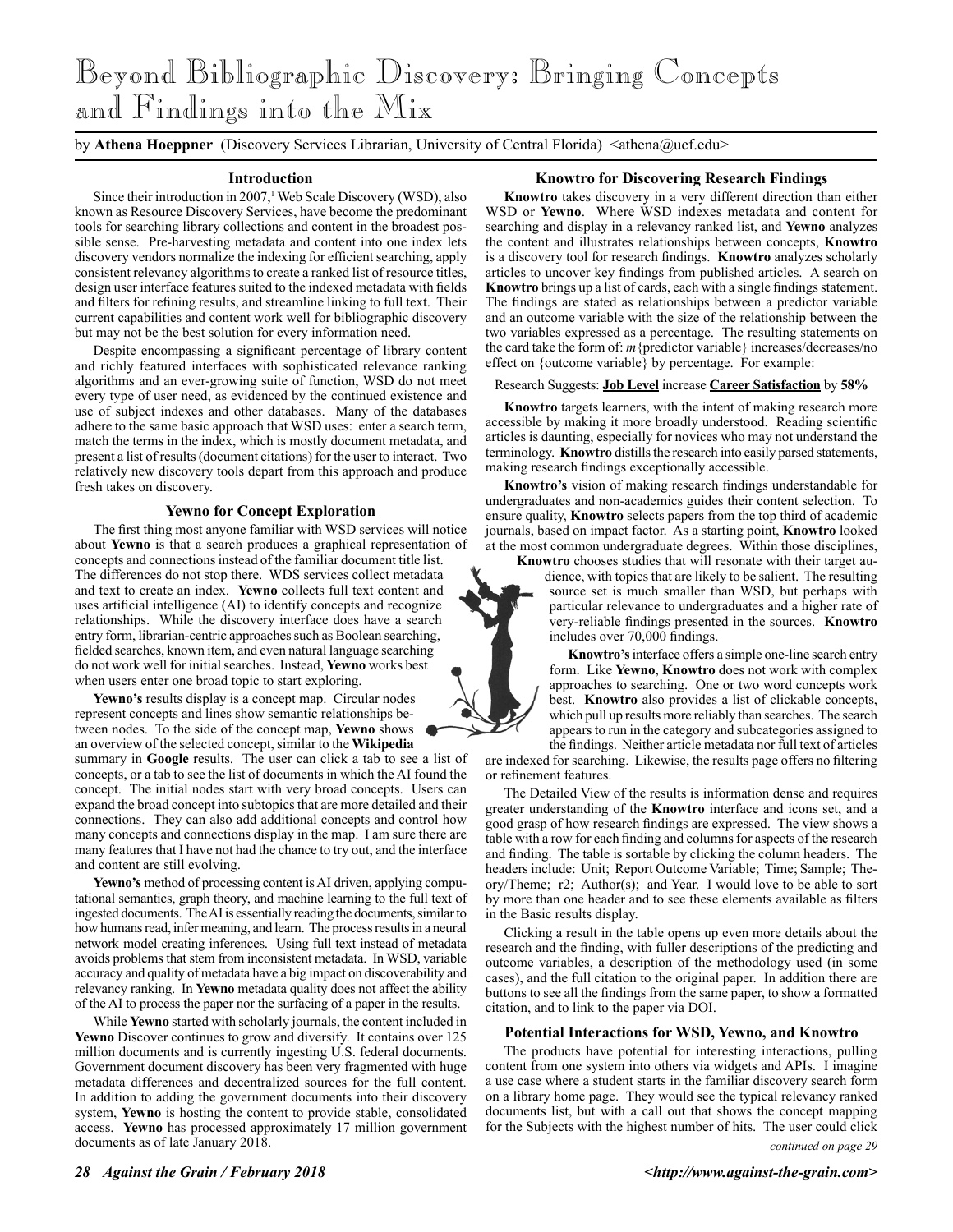# Beyond Bibliographic Discovery: Bringing Concepts and Findings into the Mix

by **Athena Hoeppner** (Discovery Services Librarian, University of Central Florida) <athena@ucf.edu>

## Introduction

Since their introduction in 2007,[1] Web Scale Discovery (WSD), also known as Resource Discovery Services, have become the predominant tools for searching library collections and content in the broadest possible sense. Pre-harvesting metadata and content into one index lets discovery vendors normalize the indexing for efficient searching, apply consistent relevancy algorithms to create a ranked list of resource titles, design user interface features suited to the indexed metadata with fields and filters for refining results, and streamline linking to full text. Their current capabilities and content work well for bibliographic discovery but may not be the best solution for every information need.

Despite encompassing a significant percentage of library content and richly featured interfaces with sophisticated relevance ranking algorithms and an ever-growing suite of function, WSD do not meet every type of user need, as evidenced by the continued existence and use of subject indexes and other databases. Many of the databases adhere to the same basic approach that WSD uses: enter a search term, match the terms in the index, which is mostly document metadata, and present a list of results (document citations) for the user to interact. Two relatively new discovery tools depart from this approach and produce fresh takes on discovery.

## Yewno for Concept Exploration

The first thing most anyone familiar with WSD services will notice about **Yewno** is that a search produces a graphical representation of concepts and connections instead of the familiar document title list. The differences do not stop there. WDS services collect metadata and text to create an index. **Yewno** collects full text content and uses artificial intelligence (AI) to identify concepts and recognize relationships. While the discovery interface does have a search entry form, librarian-centric approaches such as Boolean searching, fielded searches, known item, and even natural language searching do not work well for initial searches. Instead, **Yewno** works best when users enter one broad topic to start exploring.

**Yewno's** results display is a concept map. Circular nodes represent concepts and lines show semantic relationships between nodes. To the side of the concept map, **Yewno** shows an overview of the selected concept, similar to the **Wikipedia** summary in **Google** results. The user can click a tab to see a list of concepts, or a tab to see the list of documents in which the AI found the concept. The initial nodes start with very broad concepts. Users can expand the broad concept into subtopics that are more detailed and their connections. They can also add additional concepts and control how many concepts and connections display in the map. I am sure there are many features that I have not had the chance to try out, and the interface and content are still evolving.

**Yewno's** method of processing content is AI driven, applying computational semantics, graph theory, and machine learning to the full text of ingested documents. The AI is essentially reading the documents, similar to how humans read, infer meaning, and learn. The process results in a neural network model creating inferences. Using full text instead of metadata avoids problems that stem from inconsistent metadata. In WSD, variable accuracy and quality of metadata have a big impact on discoverability and relevancy ranking. In **Yewno** metadata quality does not affect the ability of the AI to process the paper nor the surfacing of a paper in the results.

While **Yewno** started with scholarly journals, the content included in **Yewno** Discover continues to grow and diversify. It contains over 125 million documents and is currently ingesting U.S. federal documents. Government document discovery has been very fragmented with huge metadata differences and decentralized sources for the full content. In addition to adding the government documents into their discovery system, **Yewno** is hosting the content to provide stable, consolidated access. **Yewno** has processed approximately 17 million government documents as of late January 2018.

## Knowtro for Discovering Research Findings

**Knowtro** takes discovery in a very different direction than either WSD or **Yewno**. Where WSD indexes metadata and content for searching and display in a relevancy ranked list, and **Yewno** analyzes the content and illustrates relationships between concepts, **Knowtro** is a discovery tool for research findings. **Knowtro** analyzes scholarly articles to uncover key findings from published articles. A search on **Knowtro** brings up a list of cards, each with a single findings statement. The findings are stated as relationships between a predictor variable and an outcome variable with the size of the relationship between the two variables expressed as a percentage. The resulting statements on the card take the form of: *m*{predictor variable} increases/decreases/no effect on {outcome variable} by percentage. For example:

Research Suggests: **Job Level** increase **Career Satisfaction** by **58%**

**Knowtro** targets learners, with the intent of making research more accessible by making it more broadly understood. Reading scientific articles is daunting, especially for novices who may not understand the terminology. **Knowtro** distills the research into easily parsed statements, making research findings exceptionally accessible.

**Knowtro's** vision of making research findings understandable for undergraduates and non-academics guides their content selection. To ensure quality, **Knowtro** selects papers from the top third of academic journals, based on impact factor. As a starting point, **Knowtro** looked at the most common undergraduate degrees. Within those disciplines, **Knowtro** chooses studies that will resonate with their target audience, with topics that are likely to be salient. The resulting source set is much smaller than WSD, but perhaps with particular relevance to undergraduates and a higher rate of very-reliable findings presented in the sources. **Knowtro** includes over 70,000 findings.

**Knowtro's** interface offers a simple one-line search entry form. Like **Yewno**, **Knowtro** does not work with complex approaches to searching. One or two word concepts work best. **Knowtro** also provides a list of clickable concepts, which pull up results more reliably than searches. The search appears to run in the category and subcategories assigned to the findings. Neither article metadata nor full text of articles are indexed for searching. Likewise, the results page offers no filtering or refinement features.

The Detailed View of the results is information dense and requires greater understanding of the **Knowtro** interface and icons set, and a good grasp of how research findings are expressed. The view shows a table with a row for each finding and columns for aspects of the research and finding. The table is sortable by clicking the column headers. The headers include: Unit; Report Outcome Variable; Time; Sample; Theory/Theme; r2; Author(s); and Year. I would love to be able to sort by more than one header and to see these elements available as filters in the Basic results display.

Clicking a result in the table opens up even more details about the research and the finding, with fuller descriptions of the predicting and outcome variables, a description of the methodology used (in some cases), and the full citation to the original paper. In addition there are buttons to see all the findings from the same paper, to show a formatted citation, and to link to the paper via DOI.

## Potential Interactions for WSD, Yewno, and Knowtro

The products have potential for interesting interactions, pulling content from one system into others via widgets and APIs. I imagine a use case where a student starts in the familiar discovery search form on a library home page. They would see the typical relevancy ranked documents list, but with a call out that shows the concept mapping for the Subjects with the highest number of hits. The user could click

*continued on page 29*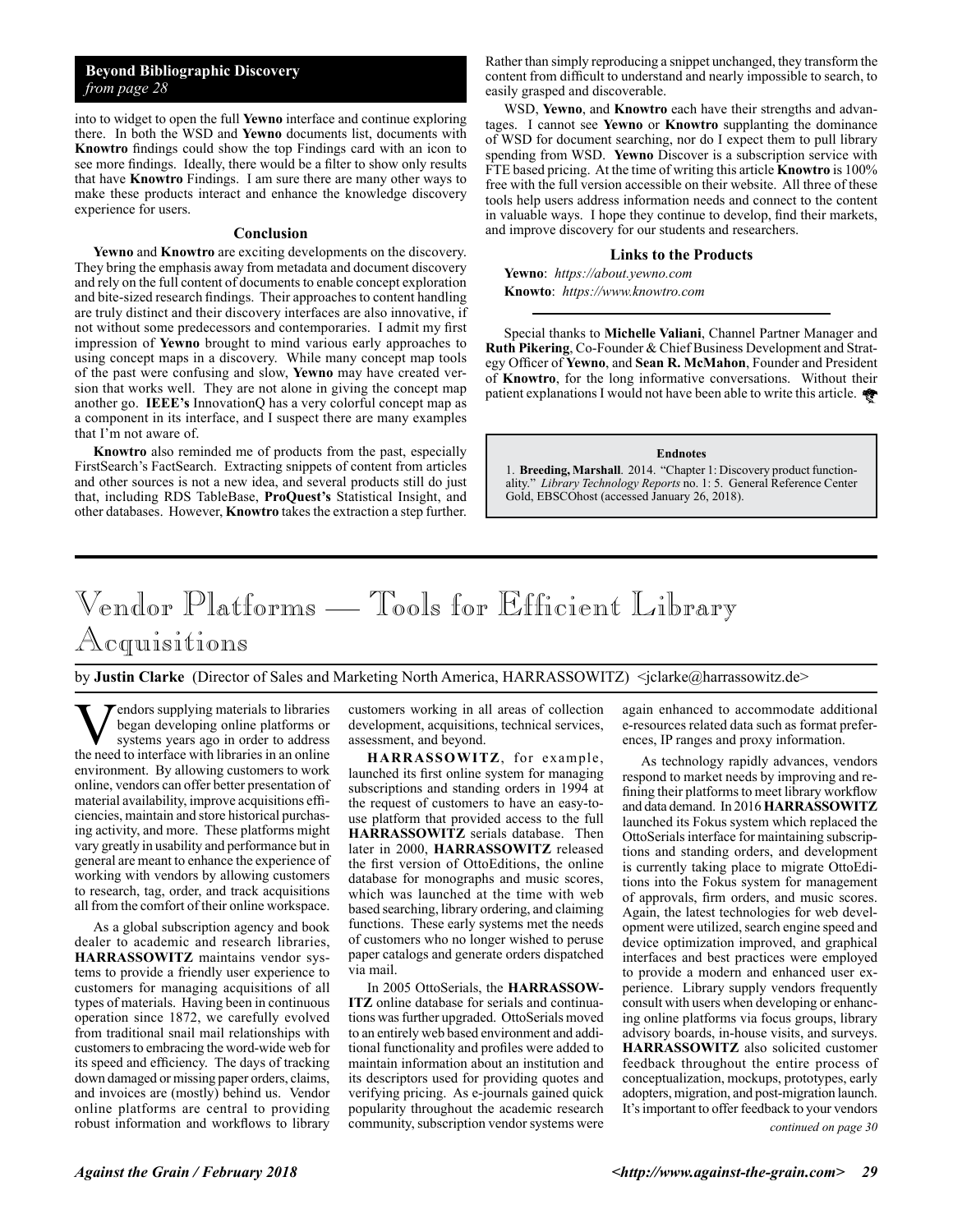**Beyond Bibliographic Discovery**
*from page 28*

into to widget to open the full **Yewno** interface and continue exploring there. In both the WSD and **Yewno** documents list, documents with **Knowtro** findings could show the top Findings card with an icon to see more findings. Ideally, there would be a filter to show only results that have **Knowtro** Findings. I am sure there are many other ways to make these products interact and enhance the knowledge discovery experience for users.

### Conclusion

**Yewno** and **Knowtro** are exciting developments on the discovery. They bring the emphasis away from metadata and document discovery and rely on the full content of documents to enable concept exploration and bite-sized research findings. Their approaches to content handling are truly distinct and their discovery interfaces are also innovative, if not without some predecessors and contemporaries. I admit my first impression of **Yewno** brought to mind various early approaches to using concept maps in a discovery. While many concept map tools of the past were confusing and slow, **Yewno** may have created version that works well. They are not alone in giving the concept map another go. **IEEE's** InnovationQ has a very colorful concept map as a component in its interface, and I suspect there are many examples that I'm not aware of.

**Knowtro** also reminded me of products from the past, especially FirstSearch's FactSearch. Extracting snippets of content from articles and other sources is not a new idea, and several products still do just that, including RDS TableBase, **ProQuest's** Statistical Insight, and other databases. However, **Knowtro** takes the extraction a step further. Rather than simply reproducing a snippet unchanged, they transform the content from difficult to understand and nearly impossible to search, to easily grasped and discoverable.

WSD, **Yewno**, and **Knowtro** each have their strengths and advantages. I cannot see **Yewno** or **Knowtro** supplanting the dominance of WSD for document searching, nor do I expect them to pull library spending from WSD. **Yewno** Discover is a subscription service with FTE based pricing. At the time of writing this article **Knowtro** is 100% free with the full version accessible on their website. All three of these tools help users address information needs and connect to the content in valuable ways. I hope they continue to develop, find their markets, and improve discovery for our students and researchers.

### Links to the Products

**Yewno**: *https://about.yewno.com*
**Knowto**: *https://www.knowtro.com*

---

Special thanks to **Michelle Valiani**, Channel Partner Manager and **Ruth Pikering**, Co-Founder & Chief Business Development and Strategy Officer of **Yewno**, and **Sean R. McMahon**, Founder and President of **Knowtro**, for the long informative conversations. Without their patient explanations I would not have been able to write this article.

**Endnotes**

1. **Breeding, Marshall**. 2014. "Chapter 1: Discovery product functionality." *Library Technology Reports* no. 1: 5. General Reference Center Gold, EBSCOhost (accessed January 26, 2018).

---

# Vendor Platforms — Tools for Efficient Library Acquisitions

by **Justin Clarke** (Director of Sales and Marketing North America, HARRASSOWITZ) <jclarke@harrassowitz.de>

Vendors supplying materials to libraries began developing online platforms or systems years ago in order to address the need to interface with libraries in an online environment. By allowing customers to work online, vendors can offer better presentation of material availability, improve acquisitions efficiencies, maintain and store historical purchasing activity, and more. These platforms might vary greatly in usability and performance but in general are meant to enhance the experience of working with vendors by allowing customers to research, tag, order, and track acquisitions all from the comfort of their online workspace.

As a global subscription agency and book dealer to academic and research libraries, **HARRASSOWITZ** maintains vendor systems to provide a friendly user experience to customers for managing acquisitions of all types of materials. Having been in continuous operation since 1872, we carefully evolved from traditional snail mail relationships with customers to embracing the word-wide web for its speed and efficiency. The days of tracking down damaged or missing paper orders, claims, and invoices are (mostly) behind us. Vendor online platforms are central to providing robust information and workflows to library customers working in all areas of collection development, acquisitions, technical services, assessment, and beyond.

**HARRASSOWITZ**, for example, launched its first online system for managing subscriptions and standing orders in 1994 at the request of customers to have an easy-to-use platform that provided access to the full **HARRASSOWITZ** serials database. Then later in 2000, **HARRASSOWITZ** released the first version of OttoEditions, the online database for monographs and music scores, which was launched at the time with web based searching, library ordering, and claiming functions. These early systems met the needs of customers who no longer wished to peruse paper catalogs and generate orders dispatched via mail.

In 2005 OttoSerials, the **HARRASSOWITZ** online database for serials and continuations was further upgraded. OttoSerials moved to an entirely web based environment and additional functionality and profiles were added to maintain information about an institution and its descriptors used for providing quotes and verifying pricing. As e-journals gained quick popularity throughout the academic research community, subscription vendor systems were again enhanced to accommodate additional e-resources related data such as format preferences, IP ranges and proxy information.

As technology rapidly advances, vendors respond to market needs by improving and refining their platforms to meet library workflow and data demand. In 2016 **HARRASSOWITZ** launched its Fokus system which replaced the OttoSerials interface for maintaining subscriptions and standing orders, and development is currently taking place to migrate OttoEditions into the Fokus system for management of approvals, firm orders, and music scores. Again, the latest technologies for web development were utilized, search engine speed and device optimization improved, and graphical interfaces and best practices were employed to provide a modern and enhanced user experience. Library supply vendors frequently consult with users when developing or enhancing online platforms via focus groups, library advisory boards, in-house visits, and surveys. **HARRASSOWITZ** also solicited customer feedback throughout the entire process of conceptualization, mockups, prototypes, early adopters, migration, and post-migration launch. It's important to offer feedback to your vendors

*continued on page 30*